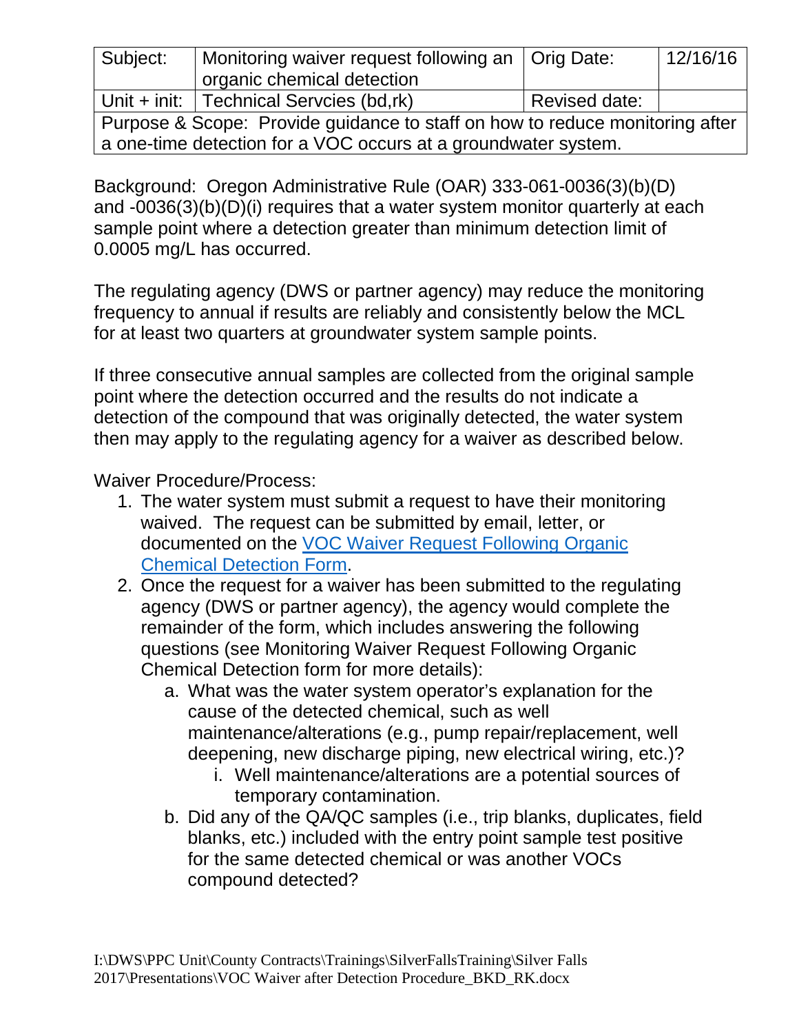| Subject: | Monitoring waiver request following an organic chemical detection | Orig Date: | 12/16/16 |
|---|---|---|---|
| Unit + init: | Technical Servcies (bd,rk) | Revised date: | |
| Purpose & Scope: Provide guidance to staff on how to reduce monitoring after a one-time detection for a VOC occurs at a groundwater system. | | | |

Background: Oregon Administrative Rule (OAR) 333-061-0036(3)(b)(D) and -0036(3)(b)(D)(i) requires that a water system monitor quarterly at each sample point where a detection greater than minimum detection limit of 0.0005 mg/L has occurred.

The regulating agency (DWS or partner agency) may reduce the monitoring frequency to annual if results are reliably and consistently below the MCL for at least two quarters at groundwater system sample points.

If three consecutive annual samples are collected from the original sample point where the detection occurred and the results do not indicate a detection of the compound that was originally detected, the water system then may apply to the regulating agency for a waiver as described below.

Waiver Procedure/Process:

1. The water system must submit a request to have their monitoring waived. The request can be submitted by email, letter, or documented on the [VOC Waiver Request Following Organic Chemical Detection Form](VOC Waiver Request Following Organic Chemical Detection Form).
2. Once the request for a waiver has been submitted to the regulating agency (DWS or partner agency), the agency would complete the remainder of the form, which includes answering the following questions (see Monitoring Waiver Request Following Organic Chemical Detection form for more details):
    a. What was the water system operator's explanation for the cause of the detected chemical, such as well maintenance/alterations (e.g., pump repair/replacement, well deepening, new discharge piping, new electrical wiring, etc.)?
        i. Well maintenance/alterations are a potential sources of temporary contamination.
    b. Did any of the QA/QC samples (i.e., trip blanks, duplicates, field blanks, etc.) included with the entry point sample test positive for the same detected chemical or was another VOCs compound detected?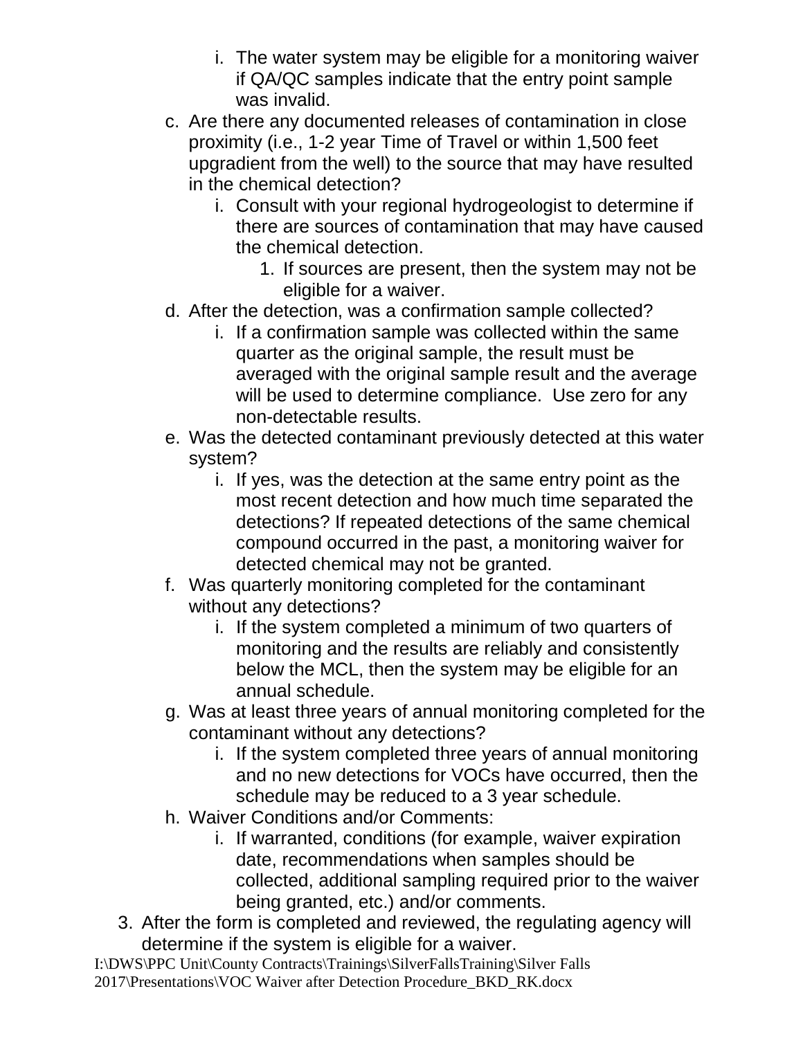i. The water system may be eligible for a monitoring waiver if QA/QC samples indicate that the entry point sample was invalid.

   c. Are there any documented releases of contamination in close proximity (i.e., 1-2 year Time of Travel or within 1,500 feet upgradient from the well) to the source that may have resulted in the chemical detection?
      i. Consult with your regional hydrogeologist to determine if there are sources of contamination that may have caused the chemical detection.
         1. If sources are present, then the system may not be eligible for a waiver.

   d. After the detection, was a confirmation sample collected?
      i. If a confirmation sample was collected within the same quarter as the original sample, the result must be averaged with the original sample result and the average will be used to determine compliance. Use zero for any non-detectable results.

   e. Was the detected contaminant previously detected at this water system?
      i. If yes, was the detection at the same entry point as the most recent detection and how much time separated the detections? If repeated detections of the same chemical compound occurred in the past, a monitoring waiver for detected chemical may not be granted.

   f. Was quarterly monitoring completed for the contaminant without any detections?
      i. If the system completed a minimum of two quarters of monitoring and the results are reliably and consistently below the MCL, then the system may be eligible for an annual schedule.

   g. Was at least three years of annual monitoring completed for the contaminant without any detections?
      i. If the system completed three years of annual monitoring and no new detections for VOCs have occurred, then the schedule may be reduced to a 3 year schedule.

   h. Waiver Conditions and/or Comments:
      i. If warranted, conditions (for example, waiver expiration date, recommendations when samples should be collected, additional sampling required prior to the waiver being granted, etc.) and/or comments.

3. After the form is completed and reviewed, the regulating agency will determine if the system is eligible for a waiver.

I:\DWS\PPC Unit\County Contracts\Trainings\SilverFallsTraining\Silver Falls 2017\Presentations\VOC Waiver after Detection Procedure_BKD_RK.docx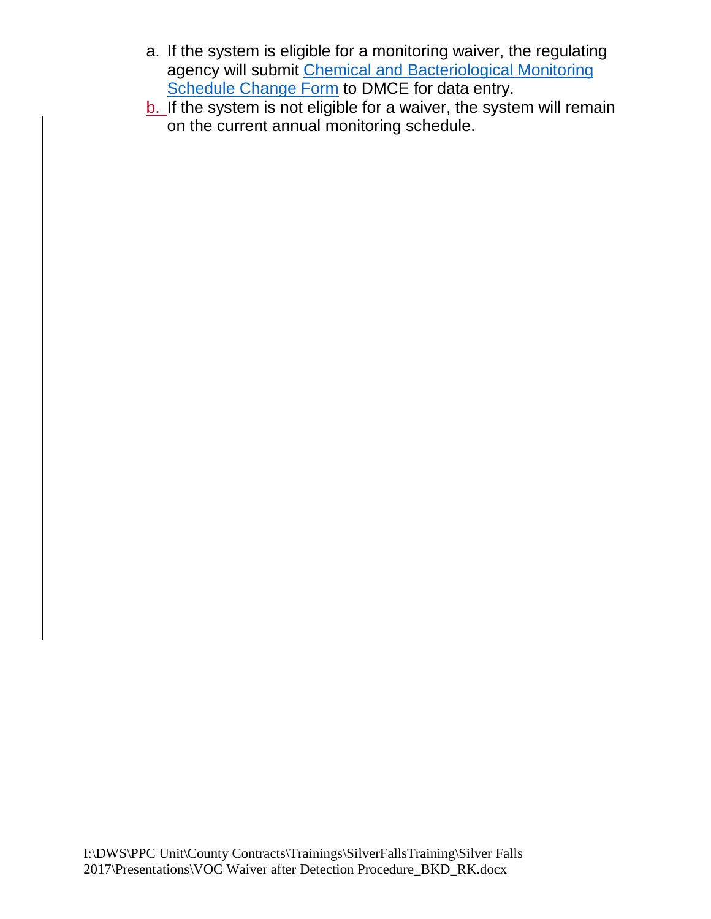a. If the system is eligible for a monitoring waiver, the regulating agency will submit [Chemical and Bacteriological Monitoring Schedule Change Form] to DMCE for data entry.
b. If the system is not eligible for a waiver, the system will remain on the current annual monitoring schedule.

I:\DWS\PPC Unit\County Contracts\Trainings\SilverFallsTraining\Silver Falls 2017\Presentations\VOC Waiver after Detection Procedure_BKD_RK.docx